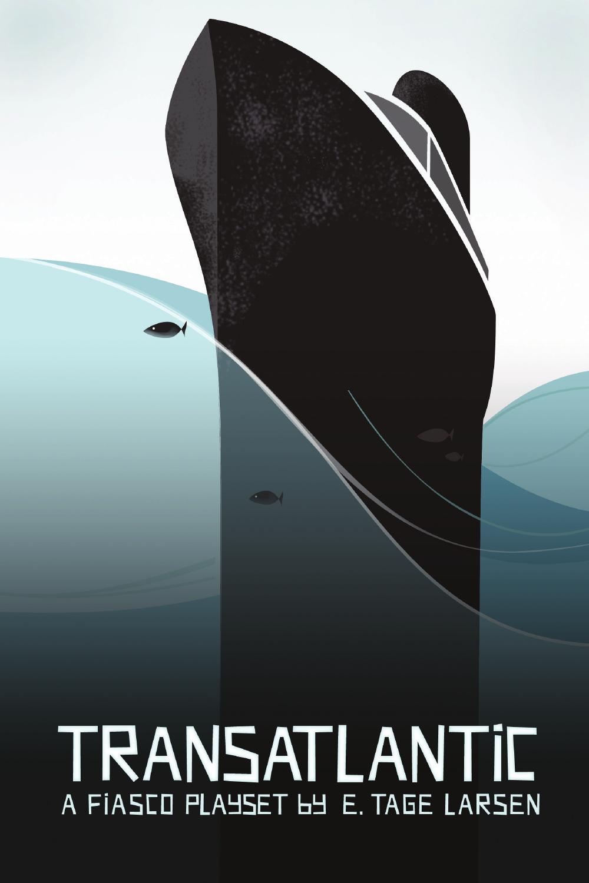# TRANSATLANTIC

A FIASCO PLAYSET BY E. TAGE LARSEN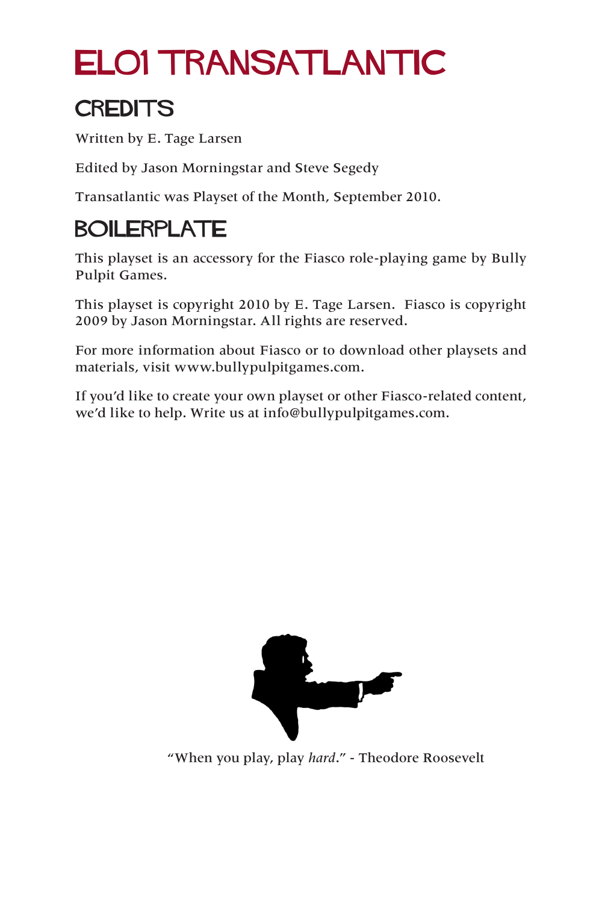# EL01 TRANSATLANTIC

## CREDITS

Written by E. Tage Larsen

Edited by Jason Morningstar and Steve Segedy

Transatlantic was Playset of the Month, September 2010.

## BOILERPLATE

This playset is an accessory for the Fiasco role-playing game by Bully Pulpit Games.

This playset is copyright 2010 by E. Tage Larsen. Fiasco is copyright 2009 by Jason Morningstar. All rights are reserved.

For more information about Fiasco or to download other playsets and materials, visit www.bullypulpitgames.com.

If you'd like to create your own playset or other Fiasco-related content, we'd like to help. Write us at info@bullypulpitgames.com.

"When you play, play *hard*." - Theodore Roosevelt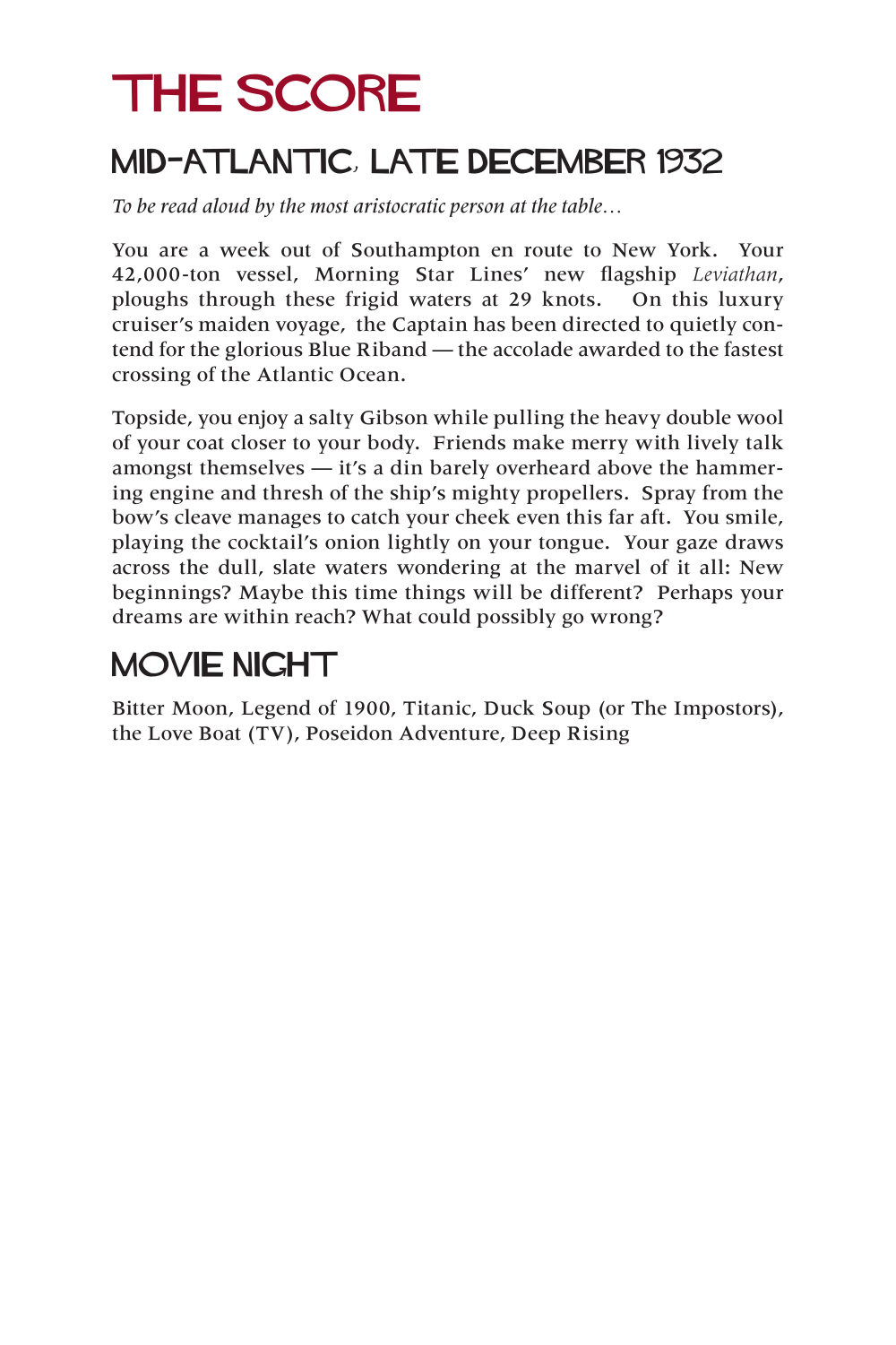# THE SCORE

## MID-ATLANTIC, LATE DECEMBER 1932

*To be read aloud by the most aristocratic person at the table…*

You are a week out of Southampton en route to New York. Your 42,000-ton vessel, Morning Star Lines' new flagship *Leviathan*, ploughs through these frigid waters at 29 knots. On this luxury cruiser's maiden voyage, the Captain has been directed to quietly contend for the glorious Blue Riband — the accolade awarded to the fastest crossing of the Atlantic Ocean.

Topside, you enjoy a salty Gibson while pulling the heavy double wool of your coat closer to your body. Friends make merry with lively talk amongst themselves — it's a din barely overheard above the hammering engine and thresh of the ship's mighty propellers. Spray from the bow's cleave manages to catch your cheek even this far aft. You smile, playing the cocktail's onion lightly on your tongue. Your gaze draws across the dull, slate waters wondering at the marvel of it all: New beginnings? Maybe this time things will be different? Perhaps your dreams are within reach? What could possibly go wrong?

## MOVIE NIGHT

Bitter Moon, Legend of 1900, Titanic, Duck Soup (or The Impostors), the Love Boat (TV), Poseidon Adventure, Deep Rising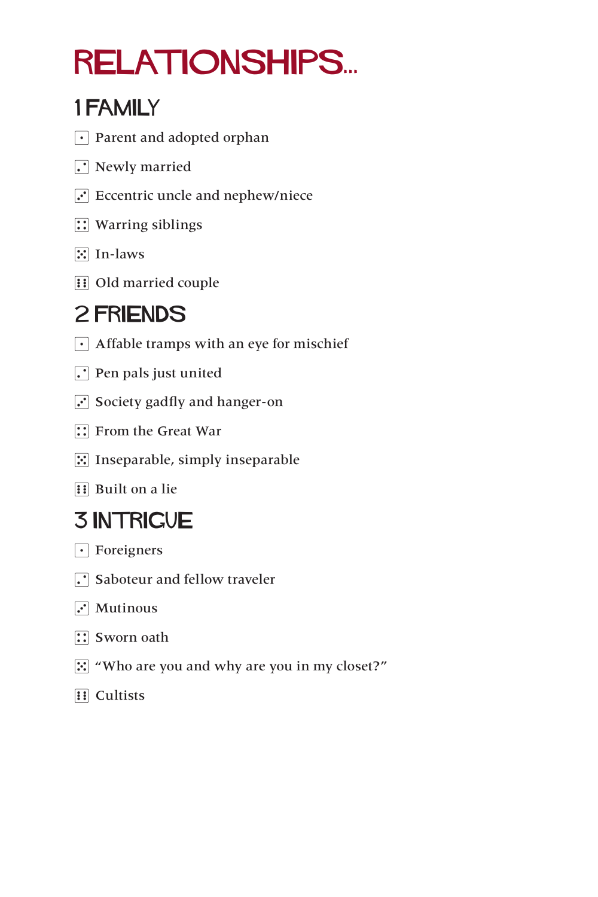# RELATIONSHIPS...

## 1 FAMILY

- ⚀ Parent and adopted orphan
- ⚁ Newly married
- ⚂ Eccentric uncle and nephew/niece
- ⚃ Warring siblings
- ⚄ In-laws
- ⚅ Old married couple

## 2 FRIENDS

- ⚀ Affable tramps with an eye for mischief
- ⚁ Pen pals just united
- ⚂ Society gadfly and hanger-on
- ⚃ From the Great War
- ⚄ Inseparable, simply inseparable
- ⚅ Built on a lie

## 3 INTRIGUE

- ⚀ Foreigners
- ⚁ Saboteur and fellow traveler
- ⚂ Mutinous
- ⚃ Sworn oath
- ⚄ “Who are you and why are you in my closet?”
- ⚅ Cultists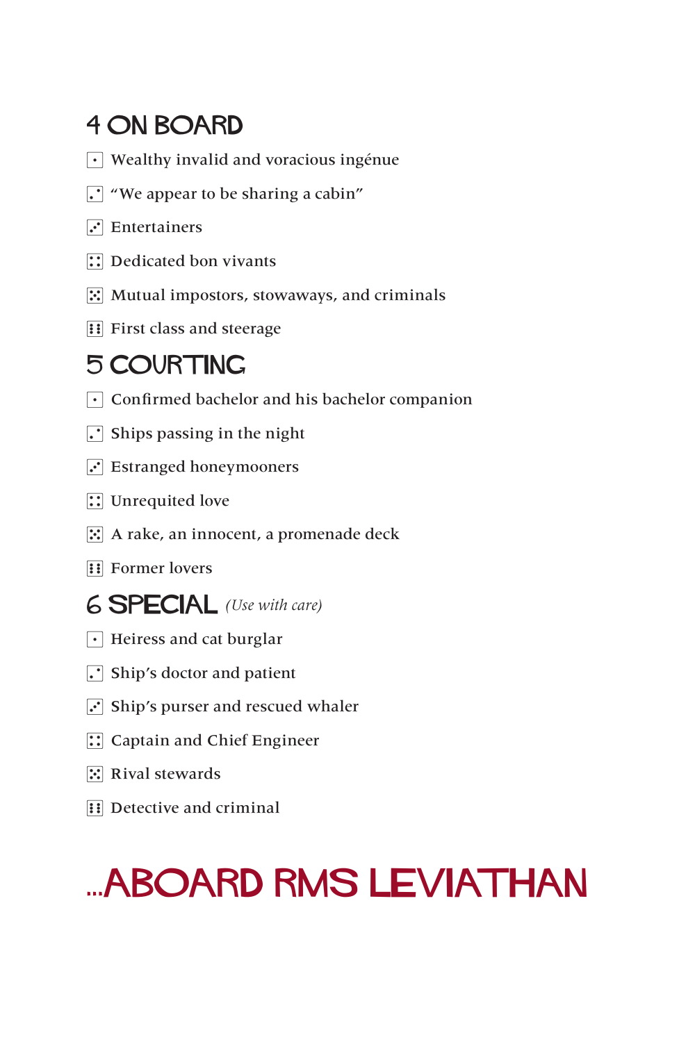## 4 ON BOARD

- ⚀ Wealthy invalid and voracious ingénue
- ⚁ "We appear to be sharing a cabin"
- ⚂ Entertainers
- ⚃ Dedicated bon vivants
- ⚄ Mutual impostors, stowaways, and criminals
- ⚅ First class and steerage

## 5 COURTING

- ⚀ Confirmed bachelor and his bachelor companion
- ⚁ Ships passing in the night
- ⚂ Estranged honeymooners
- ⚃ Unrequited love
- ⚄ A rake, an innocent, a promenade deck
- ⚅ Former lovers

## 6 SPECIAL *(Use with care)*

- ⚀ Heiress and cat burglar
- ⚁ Ship's doctor and patient
- ⚂ Ship's purser and rescued whaler
- ⚃ Captain and Chief Engineer
- ⚄ Rival stewards
- ⚅ Detective and criminal

# ...ABOARD RMS LEVIATHAN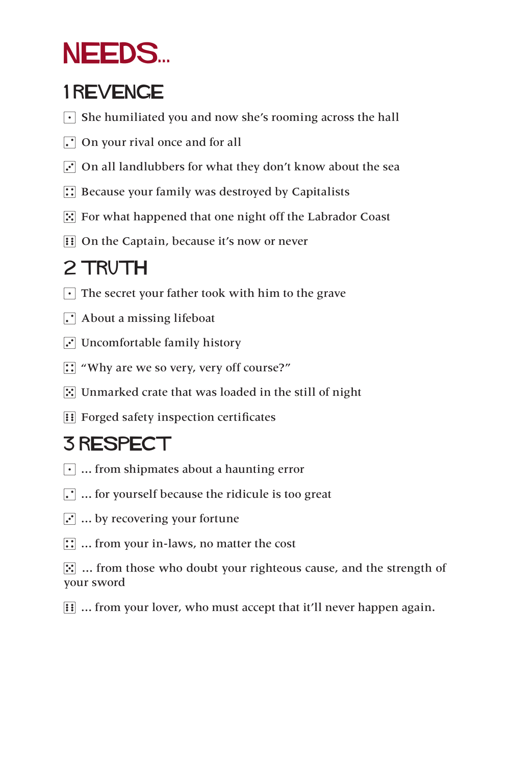# NEEDS...

## 1 REVENGE

- ⚀ She humiliated you and now she's rooming across the hall
- ⚁ On your rival once and for all
- ⚂ On all landlubbers for what they don't know about the sea
- ⚃ Because your family was destroyed by Capitalists
- ⚄ For what happened that one night off the Labrador Coast
- ⚅ On the Captain, because it's now or never

## 2 TRUTH

- ⚀ The secret your father took with him to the grave
- ⚁ About a missing lifeboat
- ⚂ Uncomfortable family history
- ⚃ "Why are we so very, very off course?"
- ⚄ Unmarked crate that was loaded in the still of night
- ⚅ Forged safety inspection certificates

## 3 RESPECT

- ⚀ ... from shipmates about a haunting error
- ⚁ ... for yourself because the ridicule is too great
- ⚂ ... by recovering your fortune
- ⚃ ... from your in-laws, no matter the cost
- ⚄ ... from those who doubt your righteous cause, and the strength of your sword
- ⚅ ... from your lover, who must accept that it'll never happen again.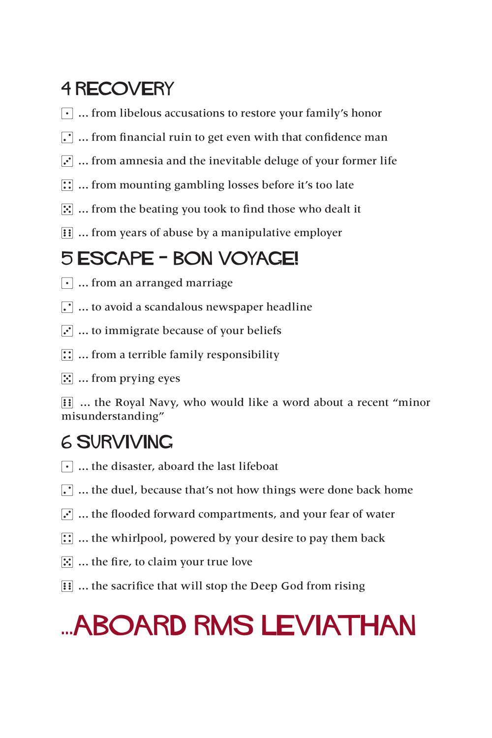## 4 RECOVERY

- ⚀ ... from libelous accusations to restore your family's honor
- ⚁ ... from financial ruin to get even with that confidence man
- ⚂ ... from amnesia and the inevitable deluge of your former life
- ⚃ ... from mounting gambling losses before it's too late
- ⚄ ... from the beating you took to find those who dealt it
- ⚅ ... from years of abuse by a manipulative employer

## 5 ESCAPE - BON VOYAGE!

- ⚀ ... from an arranged marriage
- ⚁ ... to avoid a scandalous newspaper headline
- ⚂ ... to immigrate because of your beliefs
- ⚃ ... from a terrible family responsibility
- ⚄ ... from prying eyes
- ⚅ ... the Royal Navy, who would like a word about a recent "minor misunderstanding"

## 6 SURVIVING

- ⚀ ... the disaster, aboard the last lifeboat
- ⚁ ... the duel, because that's not how things were done back home
- ⚂ ... the flooded forward compartments, and your fear of water
- ⚃ ... the whirlpool, powered by your desire to pay them back
- ⚄ ... the fire, to claim your true love
- ⚅ ... the sacrifice that will stop the Deep God from rising

# ...ABOARD RMS LEVIATHAN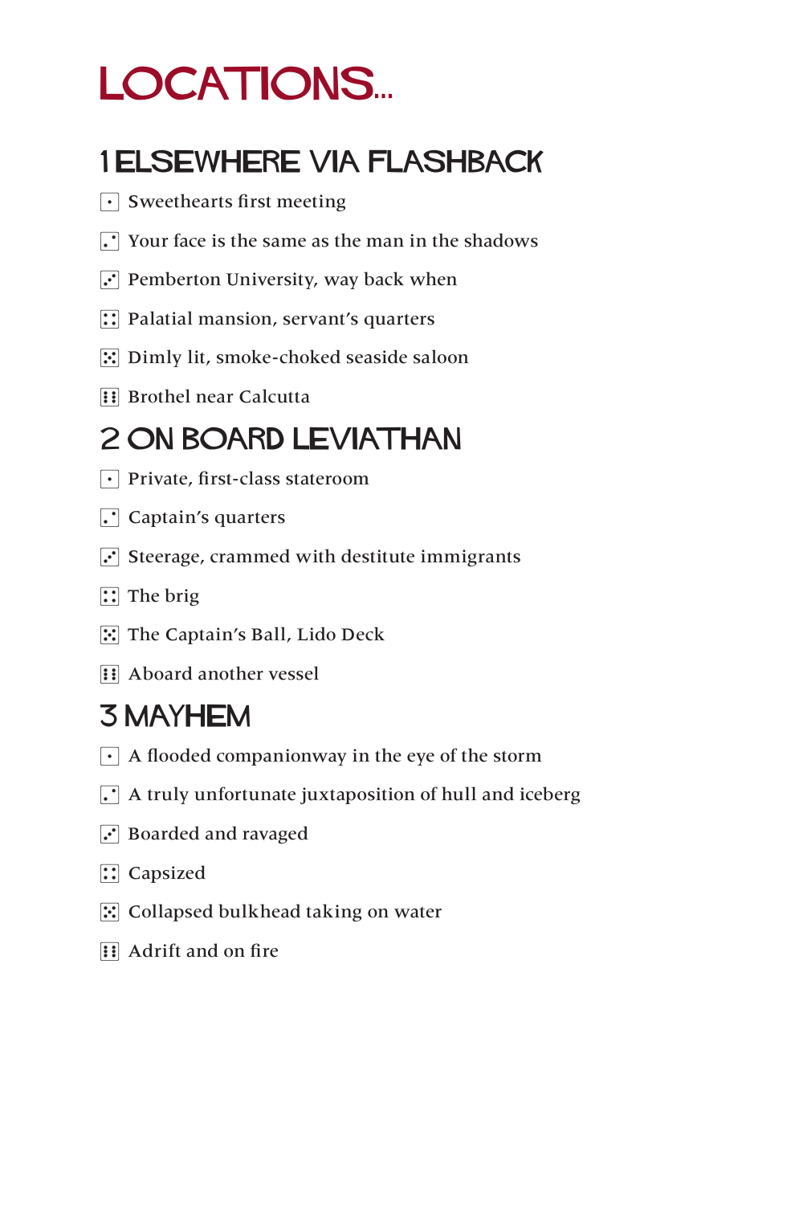# LOCATIONS...

## 1 ELSEWHERE VIA FLASHBACK

- ⚀ Sweethearts first meeting
- ⚁ Your face is the same as the man in the shadows
- ⚂ Pemberton University, way back when
- ⚃ Palatial mansion, servant's quarters
- ⚄ Dimly lit, smoke-choked seaside saloon
- ⚅ Brothel near Calcutta

## 2 ON BOARD LEVIATHAN

- ⚀ Private, first-class stateroom
- ⚁ Captain's quarters
- ⚂ Steerage, crammed with destitute immigrants
- ⚃ The brig
- ⚄ The Captain's Ball, Lido Deck
- ⚅ Aboard another vessel

## 3 MAYHEM

- ⚀ A flooded companionway in the eye of the storm
- ⚁ A truly unfortunate juxtaposition of hull and iceberg
- ⚂ Boarded and ravaged
- ⚃ Capsized
- ⚄ Collapsed bulkhead taking on water
- ⚅ Adrift and on fire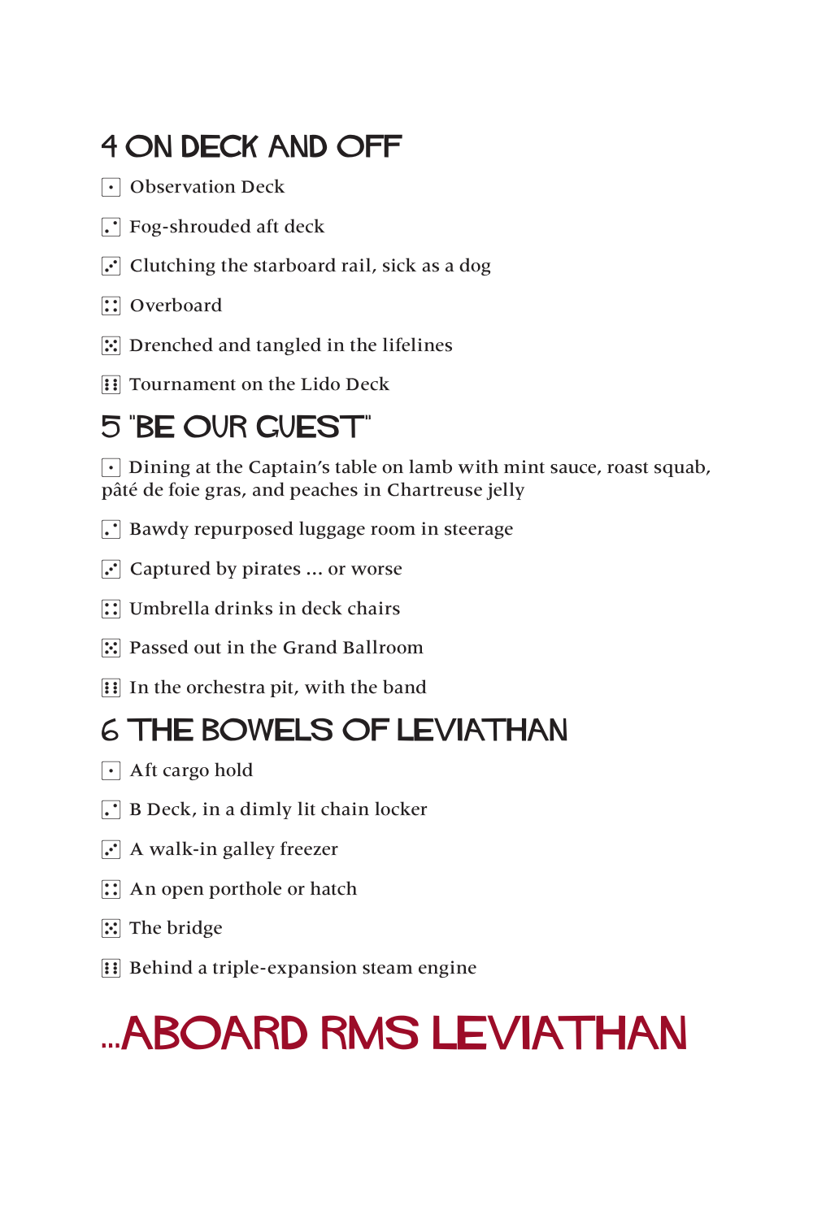## 4 ON DECK AND OFF

- ⚀ Observation Deck
- ⚁ Fog-shrouded aft deck
- ⚂ Clutching the starboard rail, sick as a dog
- ⚃ Overboard
- ⚄ Drenched and tangled in the lifelines
- ⚅ Tournament on the Lido Deck

## 5 "BE OUR GUEST"

- ⚀ Dining at the Captain's table on lamb with mint sauce, roast squab, pâté de foie gras, and peaches in Chartreuse jelly
- ⚁ Bawdy repurposed luggage room in steerage
- ⚂ Captured by pirates ... or worse
- ⚃ Umbrella drinks in deck chairs
- ⚄ Passed out in the Grand Ballroom
- ⚅ In the orchestra pit, with the band

## 6 THE BOWELS OF LEVIATHAN

- ⚀ Aft cargo hold
- ⚁ B Deck, in a dimly lit chain locker
- ⚂ A walk-in galley freezer
- ⚃ An open porthole or hatch
- ⚄ The bridge
- ⚅ Behind a triple-expansion steam engine

# ...ABOARD RMS LEVIATHAN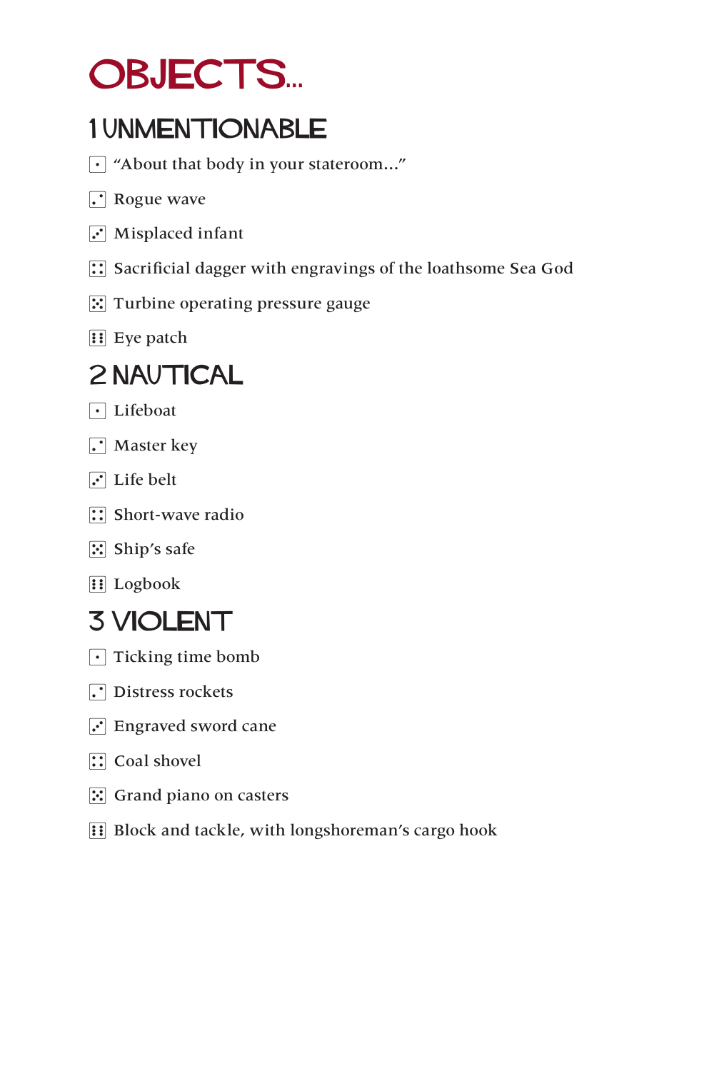# OBJECTS...

## 1 UNMENTIONABLE

- ⚀ "About that body in your stateroom..."
- ⚁ Rogue wave
- ⚂ Misplaced infant
- ⚃ Sacrificial dagger with engravings of the loathsome Sea God
- ⚄ Turbine operating pressure gauge
- ⚅ Eye patch

## 2 NAUTICAL

- ⚀ Lifeboat
- ⚁ Master key
- ⚂ Life belt
- ⚃ Short-wave radio
- ⚄ Ship's safe
- ⚅ Logbook

## 3 VIOLENT

- ⚀ Ticking time bomb
- ⚁ Distress rockets
- ⚂ Engraved sword cane
- ⚃ Coal shovel
- ⚄ Grand piano on casters
- ⚅ Block and tackle, with longshoreman's cargo hook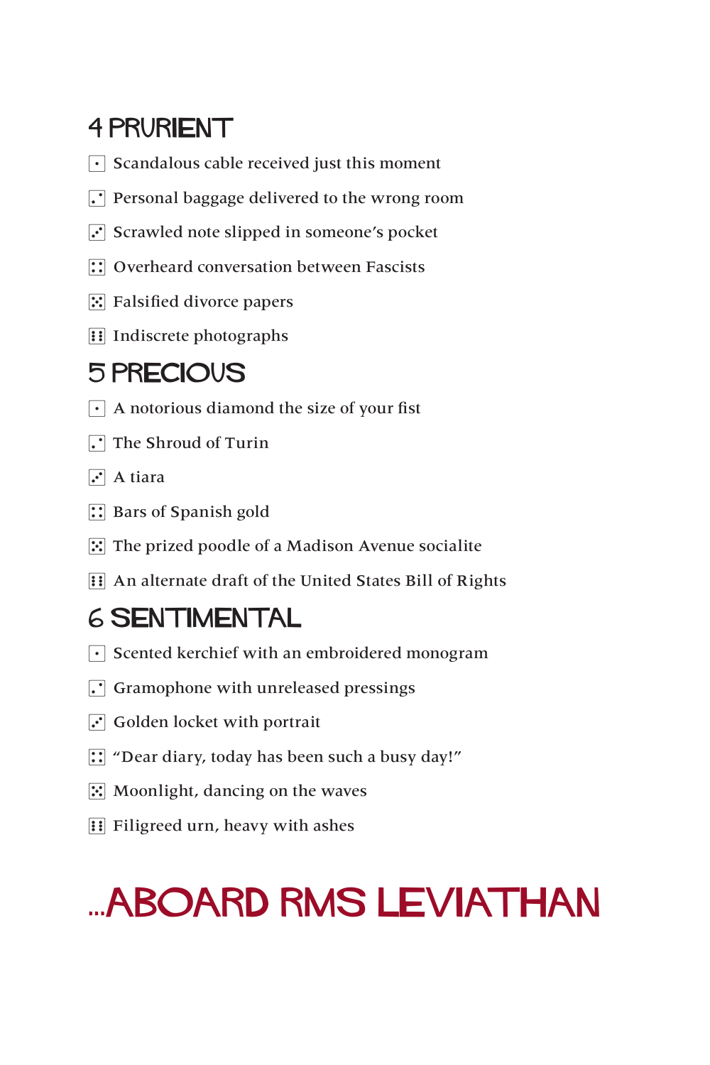## 4 PRURIENT

- ⚀ Scandalous cable received just this moment
- ⚁ Personal baggage delivered to the wrong room
- ⚂ Scrawled note slipped in someone’s pocket
- ⚃ Overheard conversation between Fascists
- ⚄ Falsified divorce papers
- ⚅ Indiscrete photographs

## 5 PRECIOUS

- ⚀ A notorious diamond the size of your fist
- ⚁ The Shroud of Turin
- ⚂ A tiara
- ⚃ Bars of Spanish gold
- ⚄ The prized poodle of a Madison Avenue socialite
- ⚅ An alternate draft of the United States Bill of Rights

## 6 SENTIMENTAL

- ⚀ Scented kerchief with an embroidered monogram
- ⚁ Gramophone with unreleased pressings
- ⚂ Golden locket with portrait
- ⚃ “Dear diary, today has been such a busy day!”
- ⚄ Moonlight, dancing on the waves
- ⚅ Filigreed urn, heavy with ashes

# ...ABOARD RMS LEVIATHAN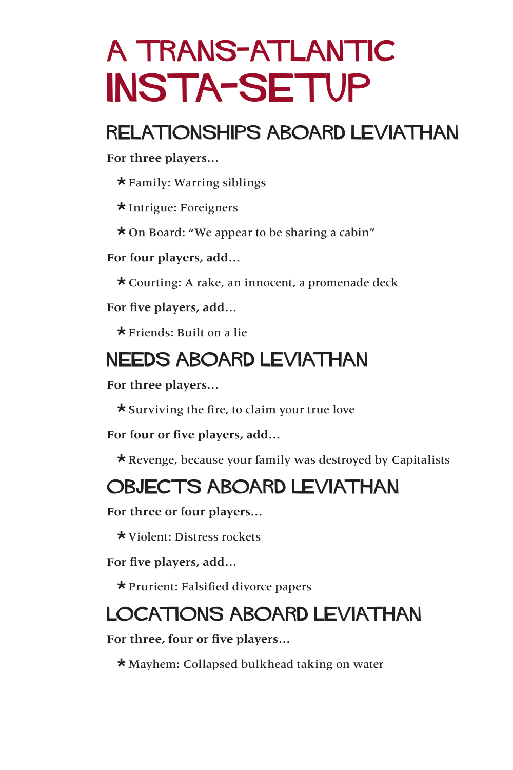# A Trans-Atlantic Insta-Setup

## Relationships Aboard Leviathan

**For three players...**

- Family: Warring siblings
- Intrigue: Foreigners
- On Board: “We appear to be sharing a cabin”

**For four players, add...**

- Courting: A rake, an innocent, a promenade deck

**For five players, add...**

- Friends: Built on a lie

## Needs Aboard Leviathan

**For three players...**

- Surviving the fire, to claim your true love

**For four or five players, add...**

- Revenge, because your family was destroyed by Capitalists

## Objects Aboard Leviathan

**For three or four players...**

- Violent: Distress rockets

**For five players, add...**

- Prurient: Falsified divorce papers

## Locations Aboard Leviathan

**For three, four or five players...**

- Mayhem: Collapsed bulkhead taking on water